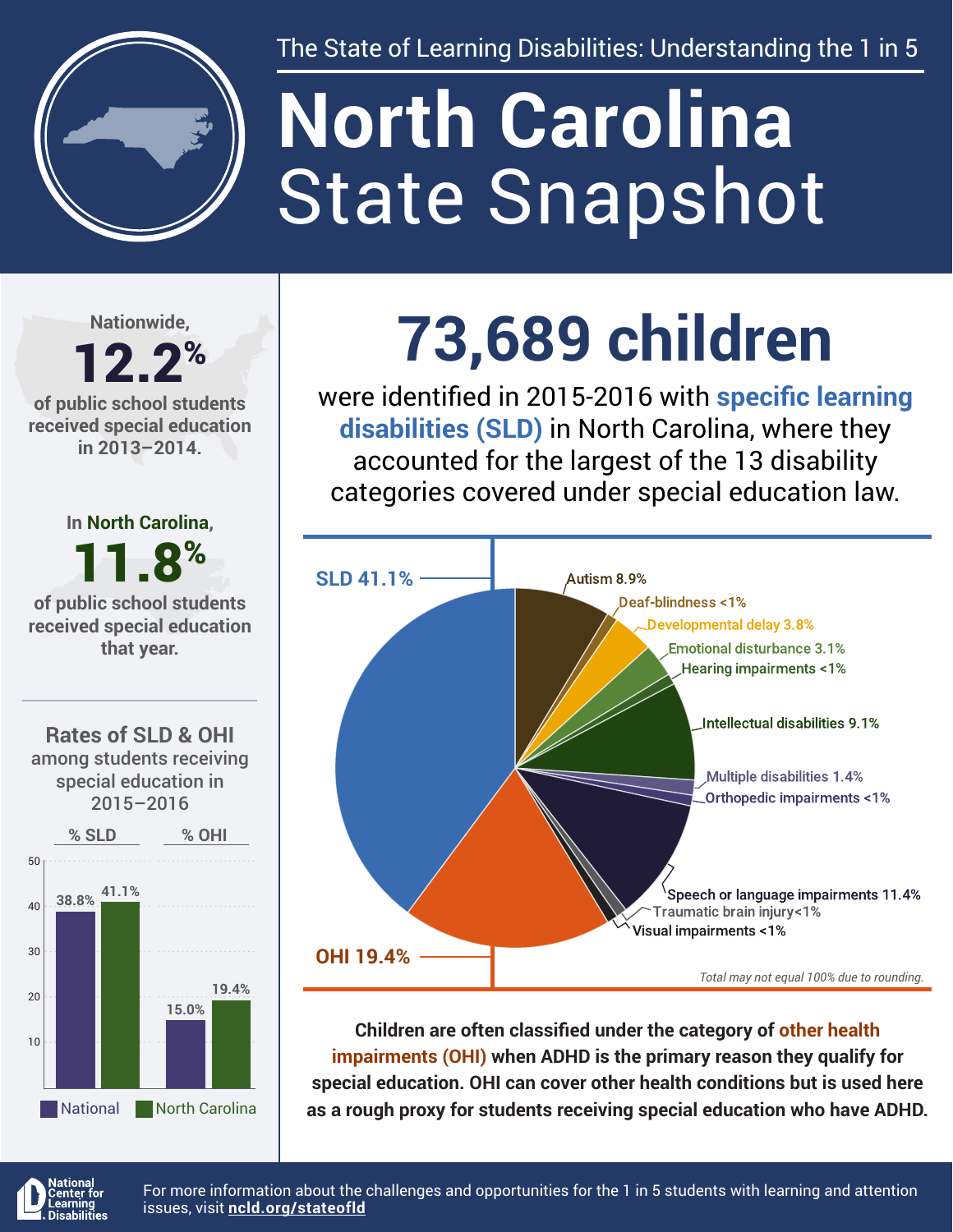The State of Learning Disabilities: Understanding the 1 in 5

# North Carolina State Snapshot

Nationwide,

**12.2%**

of public school students received special education in 2013–2014.

In **North Carolina**,

**11.8%**

of public school students received special education that year.

## 73,689 children

were identified in 2015-2016 with **specific learning disabilities (SLD)** in North Carolina, where they accounted for the largest of the 13 disability categories covered under special education law.

| Category | % |
| --- | --- |
| SLD | 41.1% |
| OHI | 19.4% |
| Autism | 8.9% |
| Deaf-blindness | <1% |
| Developmental delay | 3.8% |
| Emotional disturbance | 3.1% |
| Hearing impairments | <1% |
| Intellectual disabilities | 9.1% |
| Multiple disabilities | 1.4% |
| Orthopedic impairments | <1% |
| Speech or language impairments | 11.4% |
| Traumatic brain injury | <1% |
| Visual impairments | <1% |

*Total may not equal 100% due to rounding.*

### Rates of SLD & OHI among students receiving special education in 2015–2016

| | % SLD | % OHI |
| --- | --- | --- |
| National | 38.8% | 15.0% |
| North Carolina | 41.1% | 19.4% |

**Children are often classified under the category of other health impairments (OHI) when ADHD is the primary reason they qualify for special education. OHI can cover other health conditions but is used here as a rough proxy for students receiving special education who have ADHD.**

National Center for Learning Disabilities

For more information about the challenges and opportunities for the 1 in 5 students with learning and attention issues, visit **ncld.org/stateofld**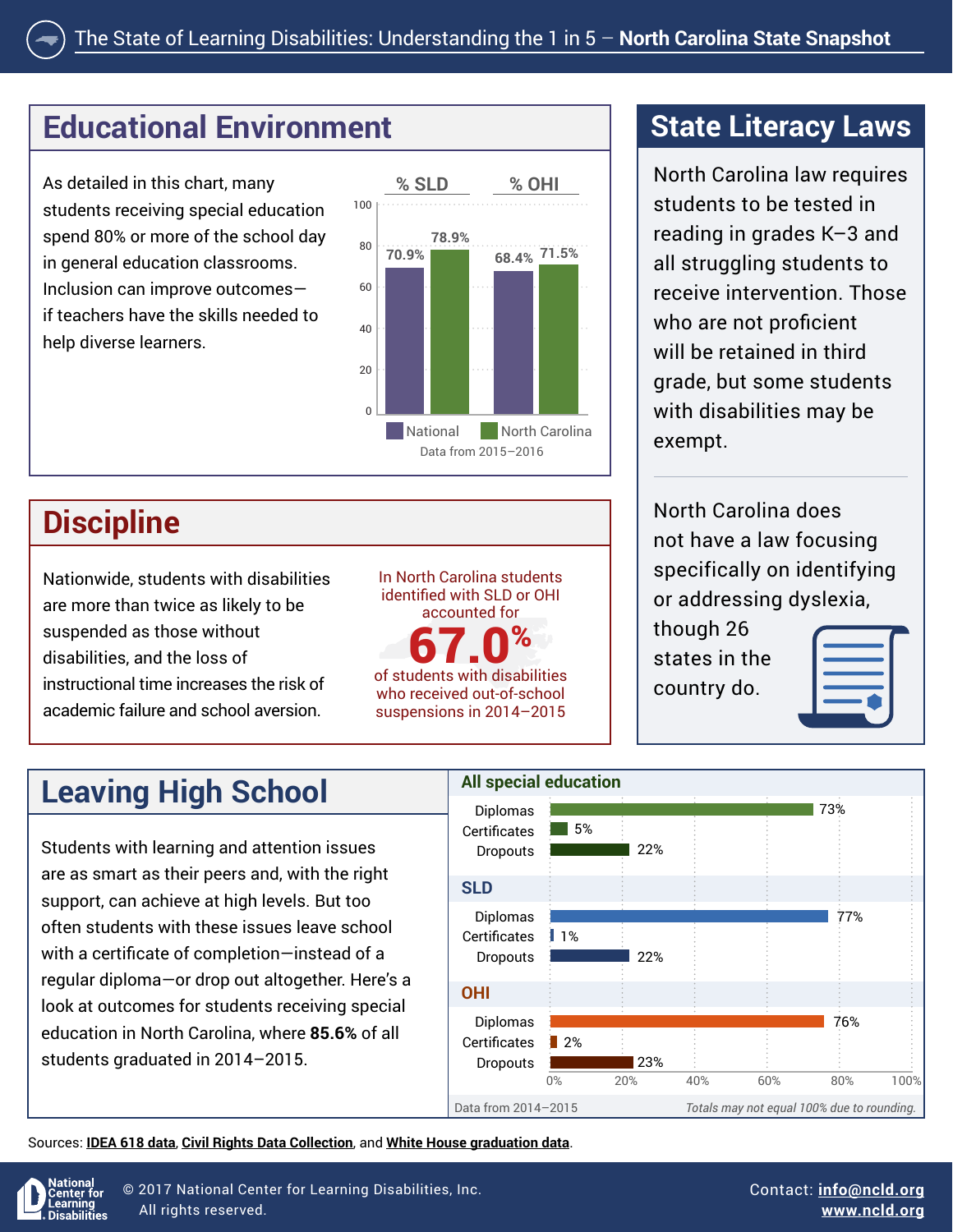# The State of Learning Disabilities: Understanding the 1 in 5 – North Carolina State Snapshot

## Educational Environment

As detailed in this chart, many students receiving special education spend 80% or more of the school day in general education classrooms. Inclusion can improve outcomes—if teachers have the skills needed to help diverse learners.

% SLD
% OHI

100
80
60
40
20
0

70.9%
78.9%
68.4%
71.5%

National
North Carolina

Data from 2015–2016

## State Literacy Laws

North Carolina law requires students to be tested in reading in grades K–3 and all struggling students to receive intervention. Those who are not proficient will be retained in third grade, but some students with disabilities may be exempt.

North Carolina does not have a law focusing specifically on identifying or addressing dyslexia, though 26 states in the country do.

## Discipline

Nationwide, students with disabilities are more than twice as likely to be suspended as those without disabilities, and the loss of instructional time increases the risk of academic failure and school aversion.

In North Carolina students identified with SLD or OHI accounted for

**67.0%**

of students with disabilities who received out-of-school suspensions in 2014–2015

## Leaving High School

Students with learning and attention issues are as smart as their peers and, with the right support, can achieve at high levels. But too often students with these issues leave school with a certificate of completion—instead of a regular diploma—or drop out altogether. Here's a look at outcomes for students receiving special education in North Carolina, where **85.6%** of all students graduated in 2014–2015.

**All special education**

Diplomas 73%
Certificates 5%
Dropouts 22%

**SLD**

Diplomas 77%
Certificates 1%
Dropouts 22%

**OHI**

Diplomas 76%
Certificates 2%
Dropouts 23%

0% 20% 40% 60% 80% 100%

Data from 2014–2015

*Totals may not equal 100% due to rounding.*

Sources: **IDEA 618 data**, **Civil Rights Data Collection**, and **White House graduation data**.

© 2017 National Center for Learning Disabilities, Inc. All rights reserved.

Contact: **info@ncld.org**
**www.ncld.org**